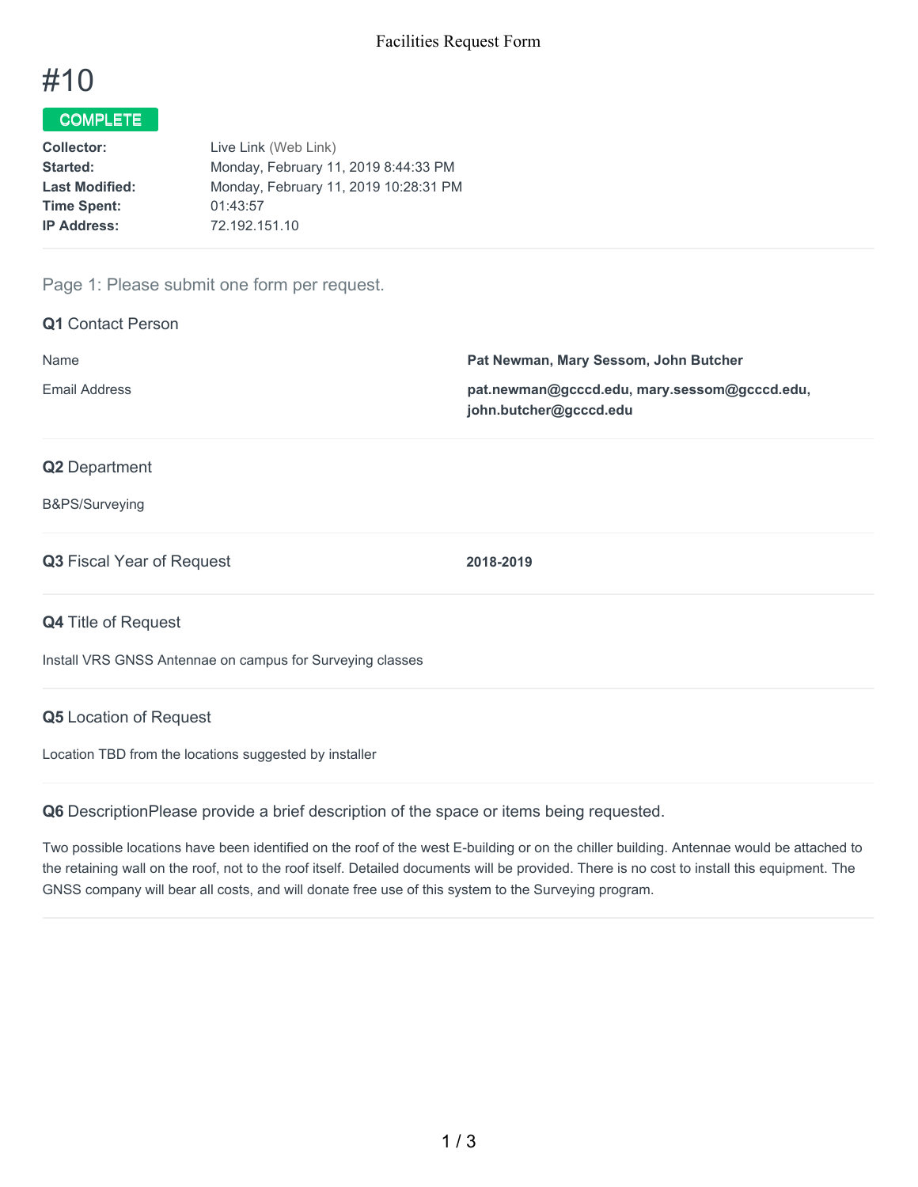# #10

**COMPLETE**

**Collector:** Live Link (Web Link)
**Started:** Monday, February 11, 2019 8:44:33 PM
**Last Modified:** Monday, February 11, 2019 10:28:31 PM
**Time Spent:** 01:43:57
**IP Address:** 72.192.151.10

## Page 1: Please submit one form per request.

### Q1 Contact Person

| | |
|---|---|
| Name | **Pat Newman, Mary Sessom, John Butcher** |
| Email Address | **pat.newman@gcccd.edu, mary.sessom@gcccd.edu, john.butcher@gcccd.edu** |

### Q2 Department

B&PS/Surveying

### Q3 Fiscal Year of Request

**2018-2019**

### Q4 Title of Request

Install VRS GNSS Antennae on campus for Surveying classes

### Q5 Location of Request

Location TBD from the locations suggested by installer

### Q6 DescriptionPlease provide a brief description of the space or items being requested.

Two possible locations have been identified on the roof of the west E-building or on the chiller building. Antennae would be attached to the retaining wall on the roof, not to the roof itself. Detailed documents will be provided. There is no cost to install this equipment. The GNSS company will bear all costs, and will donate free use of this system to the Surveying program.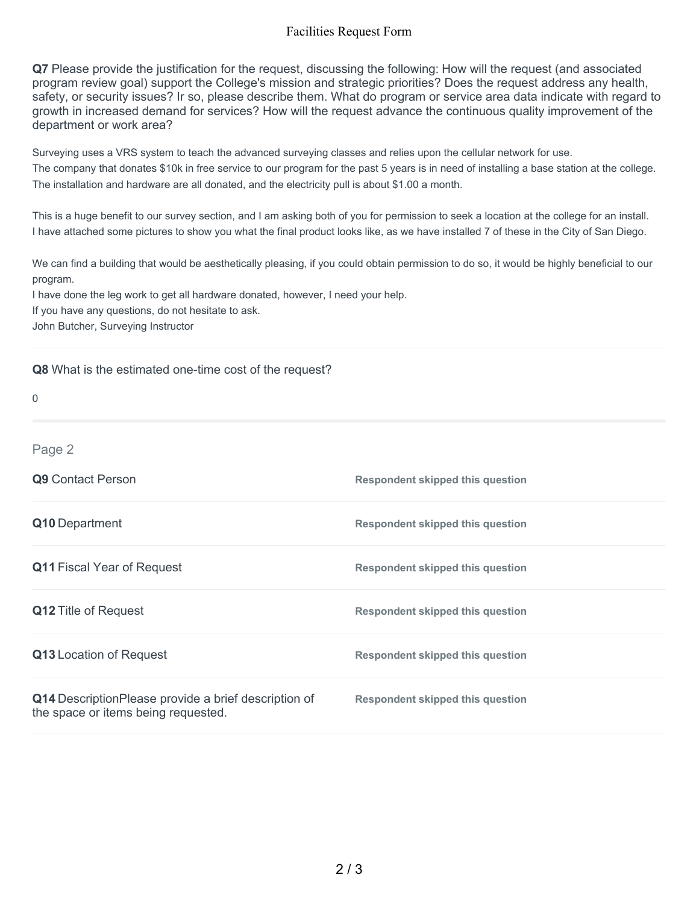**Q7** Please provide the justification for the request, discussing the following: How will the request (and associated program review goal) support the College's mission and strategic priorities? Does the request address any health, safety, or security issues? Ir so, please describe them. What do program or service area data indicate with regard to growth in increased demand for services? How will the request advance the continuous quality improvement of the department or work area?

Surveying uses a VRS system to teach the advanced surveying classes and relies upon the cellular network for use.
The company that donates $10k in free service to our program for the past 5 years is in need of installing a base station at the college.
The installation and hardware are all donated, and the electricity pull is about $1.00 a month.

This is a huge benefit to our survey section, and I am asking both of you for permission to seek a location at the college for an install.
I have attached some pictures to show you what the final product looks like, as we have installed 7 of these in the City of San Diego.

We can find a building that would be aesthetically pleasing, if you could obtain permission to do so, it would be highly beneficial to our program.
I have done the leg work to get all hardware donated, however, I need your help.
If you have any questions, do not hesitate to ask.
John Butcher, Surveying Instructor

**Q8** What is the estimated one-time cost of the request?

0

Page 2

| | |
|---|---|
| **Q9** Contact Person | **Respondent skipped this question** |
| **Q10** Department | **Respondent skipped this question** |
| **Q11** Fiscal Year of Request | **Respondent skipped this question** |
| **Q12** Title of Request | **Respondent skipped this question** |
| **Q13** Location of Request | **Respondent skipped this question** |
| **Q14** DescriptionPlease provide a brief description of the space or items being requested. | **Respondent skipped this question** |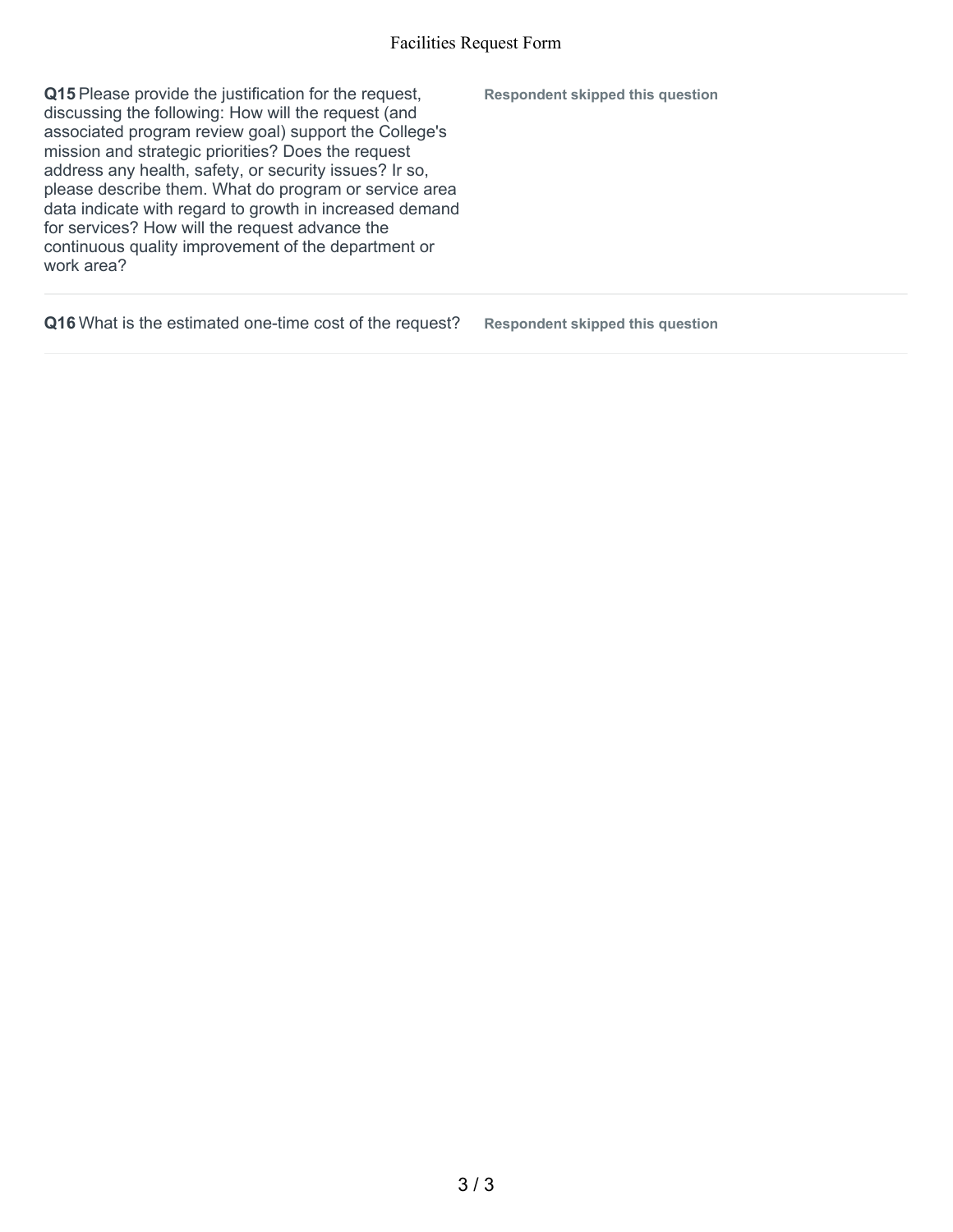**Q15** Please provide the justification for the request, discussing the following: How will the request (and associated program review goal) support the College's mission and strategic priorities? Does the request address any health, safety, or security issues? Ir so, please describe them. What do program or service area data indicate with regard to growth in increased demand for services? How will the request advance the continuous quality improvement of the department or work area?

**Respondent skipped this question**

**Q16** What is the estimated one-time cost of the request?

**Respondent skipped this question**